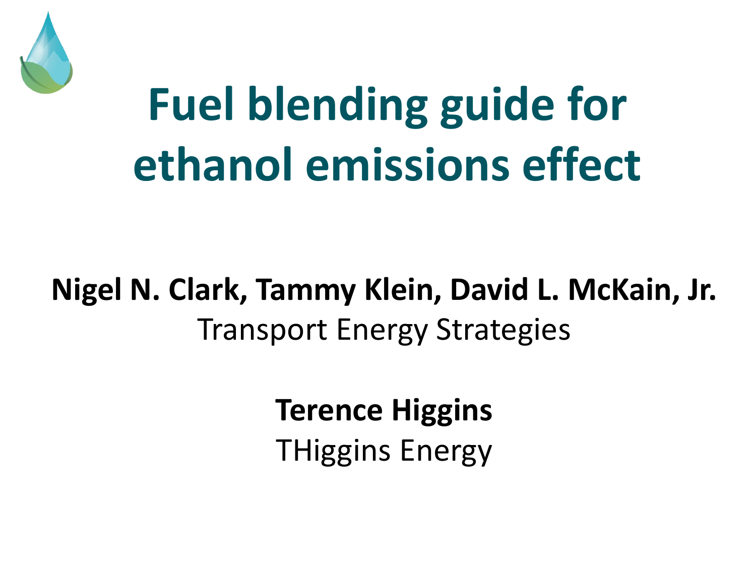# Fuel blending guide for ethanol emissions effect

**Nigel N. Clark, Tammy Klein, David L. McKain, Jr.**
Transport Energy Strategies

**Terence Higgins**
THiggins Energy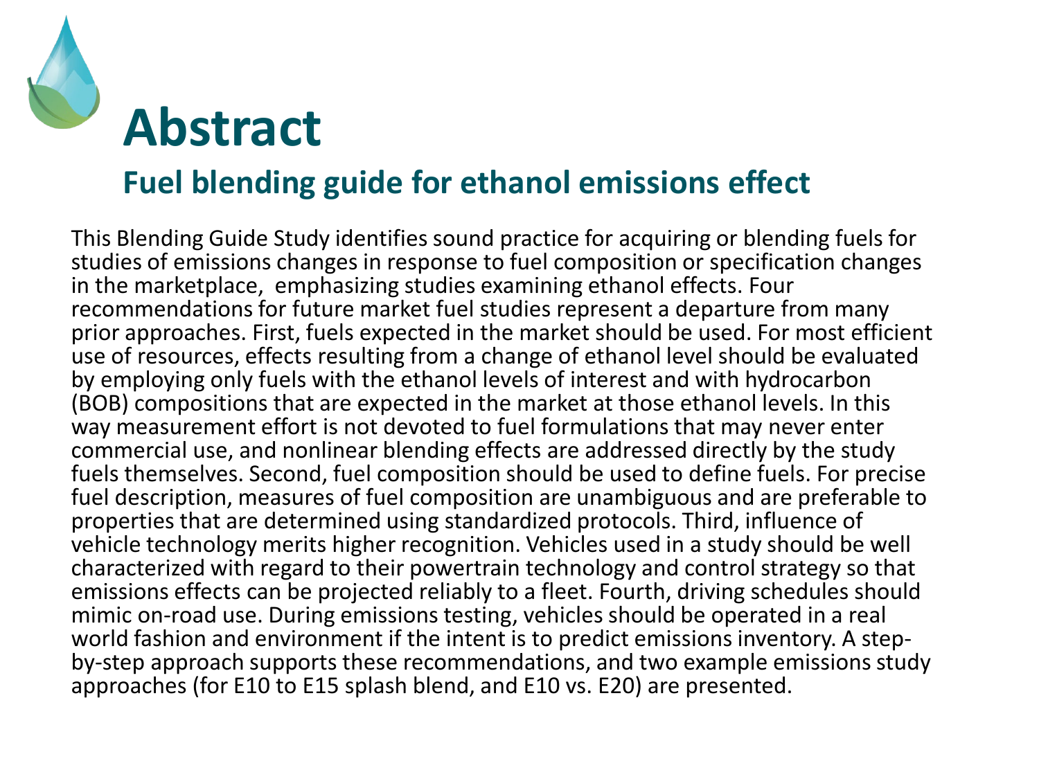# Abstract

## Fuel blending guide for ethanol emissions effect

This Blending Guide Study identifies sound practice for acquiring or blending fuels for studies of emissions changes in response to fuel composition or specification changes in the marketplace, emphasizing studies examining ethanol effects. Four recommendations for future market fuel studies represent a departure from many prior approaches. First, fuels expected in the market should be used. For most efficient use of resources, effects resulting from a change of ethanol level should be evaluated by employing only fuels with the ethanol levels of interest and with hydrocarbon (BOB) compositions that are expected in the market at those ethanol levels. In this way measurement effort is not devoted to fuel formulations that may never enter commercial use, and nonlinear blending effects are addressed directly by the study fuels themselves. Second, fuel composition should be used to define fuels. For precise fuel description, measures of fuel composition are unambiguous and are preferable to properties that are determined using standardized protocols. Third, influence of vehicle technology merits higher recognition. Vehicles used in a study should be well characterized with regard to their powertrain technology and control strategy so that emissions effects can be projected reliably to a fleet. Fourth, driving schedules should mimic on-road use. During emissions testing, vehicles should be operated in a real world fashion and environment if the intent is to predict emissions inventory. A step-by-step approach supports these recommendations, and two example emissions study approaches (for E10 to E15 splash blend, and E10 vs. E20) are presented.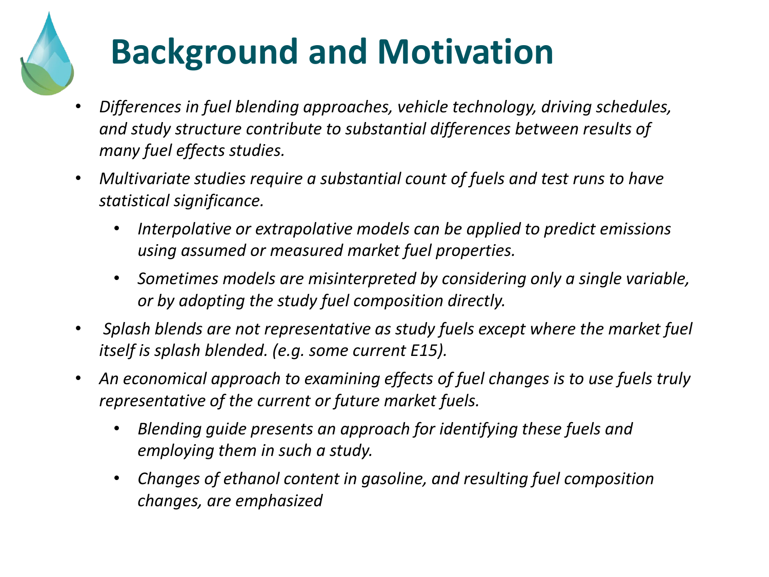# Background and Motivation

- *Differences in fuel blending approaches, vehicle technology, driving schedules, and study structure contribute to substantial differences between results of many fuel effects studies.*
- *Multivariate studies require a substantial count of fuels and test runs to have statistical significance.*
  - *Interpolative or extrapolative models can be applied to predict emissions using assumed or measured market fuel properties.*
  - *Sometimes models are misinterpreted by considering only a single variable, or by adopting the study fuel composition directly.*
- *Splash blends are not representative as study fuels except where the market fuel itself is splash blended. (e.g. some current E15).*
- *An economical approach to examining effects of fuel changes is to use fuels truly representative of the current or future market fuels.*
  - *Blending guide presents an approach for identifying these fuels and employing them in such a study.*
  - *Changes of ethanol content in gasoline, and resulting fuel composition changes, are emphasized*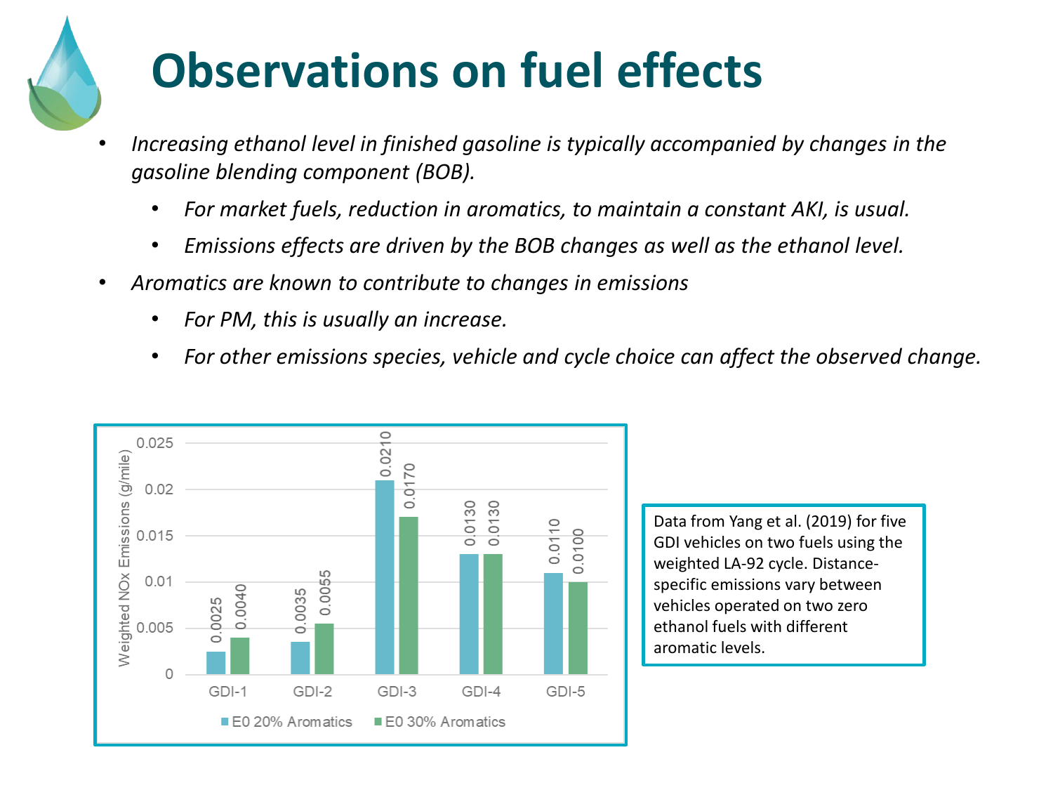# Observations on fuel effects

- *Increasing ethanol level in finished gasoline is typically accompanied by changes in the gasoline blending component (BOB).*
  - *For market fuels, reduction in aromatics, to maintain a constant AKI, is usual.*
  - *Emissions effects are driven by the BOB changes as well as the ethanol level.*
- *Aromatics are known to contribute to changes in emissions*
  - *For PM, this is usually an increase.*
  - *For other emissions species, vehicle and cycle choice can affect the observed change.*

| Vehicle | E0 20% Aromatics | E0 30% Aromatics |
|---|---|---|
| GDI-1 | 0.0025 | 0.0040 |
| GDI-2 | 0.0035 | 0.0055 |
| GDI-3 | 0.0210 | 0.0170 |
| GDI-4 | 0.0130 | 0.0130 |
| GDI-5 | 0.0110 | 0.0100 |

Weighted NOx Emissions (g/mile)

Data from Yang et al. (2019) for five GDI vehicles on two fuels using the weighted LA-92 cycle. Distance-specific emissions vary between vehicles operated on two zero ethanol fuels with different aromatic levels.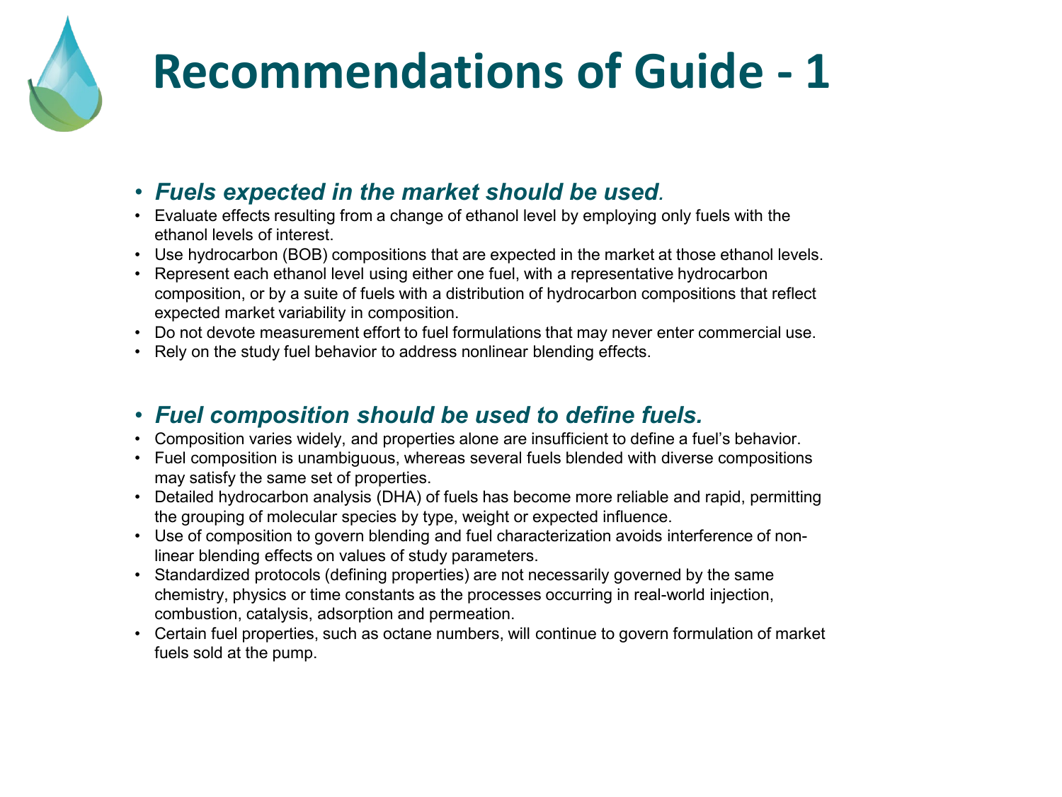# Recommendations of Guide - 1

- ***Fuels expected in the market should be used*.**
- Evaluate effects resulting from a change of ethanol level by employing only fuels with the ethanol levels of interest.
- Use hydrocarbon (BOB) compositions that are expected in the market at those ethanol levels.
- Represent each ethanol level using either one fuel, with a representative hydrocarbon composition, or by a suite of fuels with a distribution of hydrocarbon compositions that reflect expected market variability in composition.
- Do not devote measurement effort to fuel formulations that may never enter commercial use.
- Rely on the study fuel behavior to address nonlinear blending effects.

- ***Fuel composition should be used to define fuels.***
- Composition varies widely, and properties alone are insufficient to define a fuel's behavior.
- Fuel composition is unambiguous, whereas several fuels blended with diverse compositions may satisfy the same set of properties.
- Detailed hydrocarbon analysis (DHA) of fuels has become more reliable and rapid, permitting the grouping of molecular species by type, weight or expected influence.
- Use of composition to govern blending and fuel characterization avoids interference of non-linear blending effects on values of study parameters.
- Standardized protocols (defining properties) are not necessarily governed by the same chemistry, physics or time constants as the processes occurring in real-world injection, combustion, catalysis, adsorption and permeation.
- Certain fuel properties, such as octane numbers, will continue to govern formulation of market fuels sold at the pump.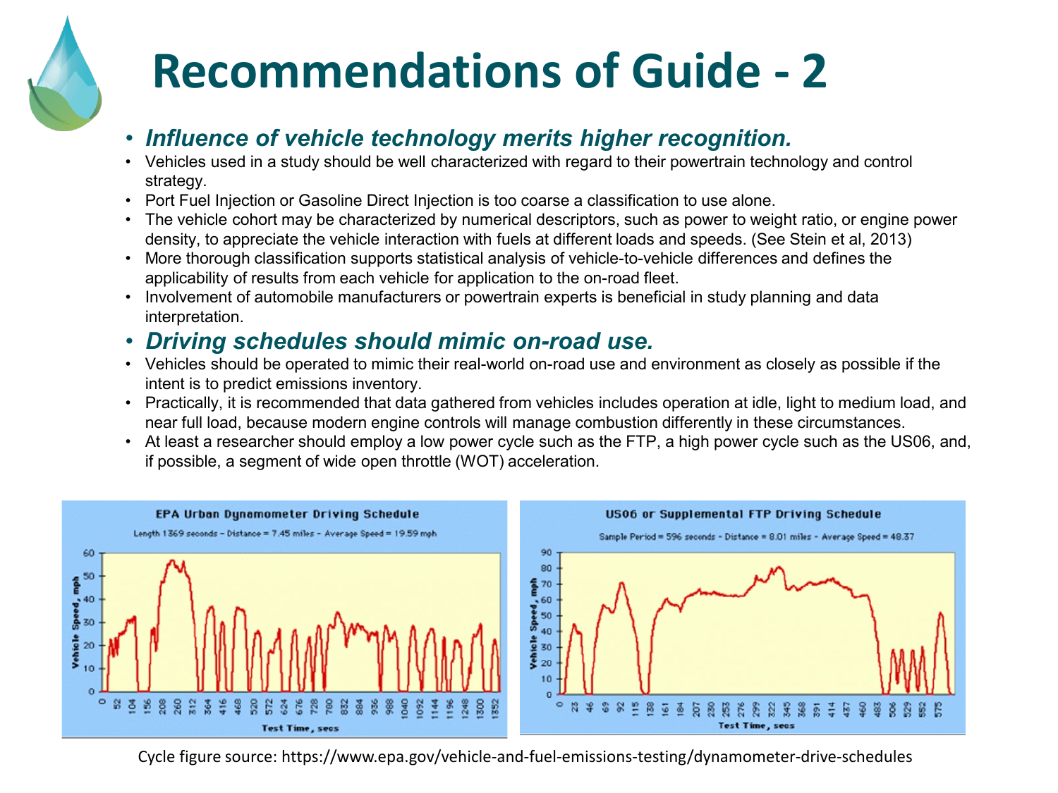# Recommendations of Guide - 2

- ***Influence of vehicle technology merits higher recognition.***
- Vehicles used in a study should be well characterized with regard to their powertrain technology and control strategy.
- Port Fuel Injection or Gasoline Direct Injection is too coarse a classification to use alone.
- The vehicle cohort may be characterized by numerical descriptors, such as power to weight ratio, or engine power density, to appreciate the vehicle interaction with fuels at different loads and speeds. (See Stein et al, 2013)
- More thorough classification supports statistical analysis of vehicle-to-vehicle differences and defines the applicability of results from each vehicle for application to the on-road fleet.
- Involvement of automobile manufacturers or powertrain experts is beneficial in study planning and data interpretation.
- ***Driving schedules should mimic on-road use.***
- Vehicles should be operated to mimic their real-world on-road use and environment as closely as possible if the intent is to predict emissions inventory.
- Practically, it is recommended that data gathered from vehicles includes operation at idle, light to medium load, and near full load, because modern engine controls will manage combustion differently in these circumstances.
- At least a researcher should employ a low power cycle such as the FTP, a high power cycle such as the US06, and, if possible, a segment of wide open throttle (WOT) acceleration.

**EPA Urban Dynamometer Driving Schedule**
Length 1369 seconds - Distance = 7.45 miles - Average Speed = 19.59 mph

**US06 or Supplemental FTP Driving Schedule**
Sample Period = 596 seconds - Distance = 8.01 miles - Average Speed = 48.37

Cycle figure source: https://www.epa.gov/vehicle-and-fuel-emissions-testing/dynamometer-drive-schedules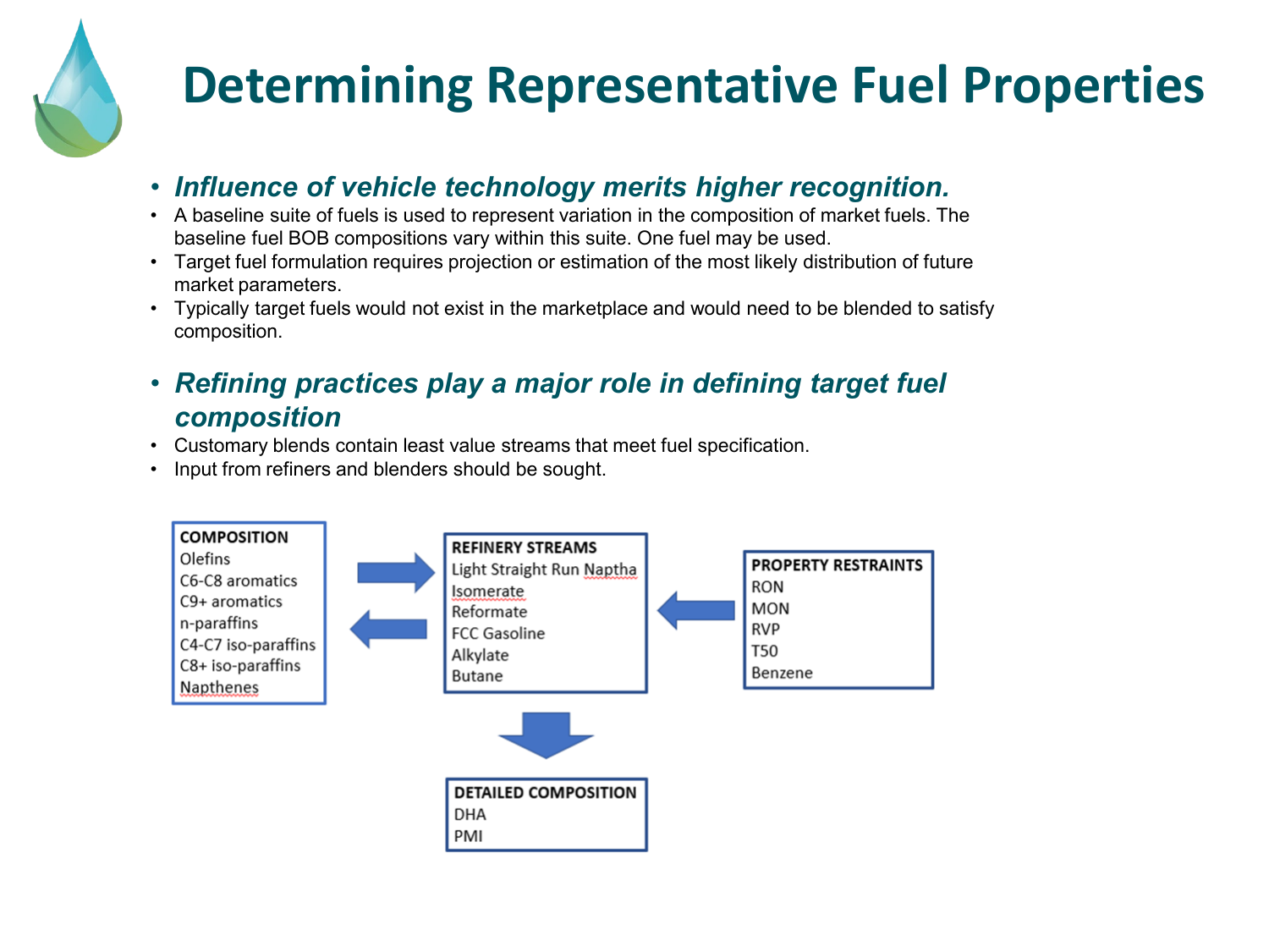# Determining Representative Fuel Properties

- ***Influence of vehicle technology merits higher recognition.***
- A baseline suite of fuels is used to represent variation in the composition of market fuels. The baseline fuel BOB compositions vary within this suite. One fuel may be used.
- Target fuel formulation requires projection or estimation of the most likely distribution of future market parameters.
- Typically target fuels would not exist in the marketplace and would need to be blended to satisfy composition.

- ***Refining practices play a major role in defining target fuel composition***
- Customary blends contain least value streams that meet fuel specification.
- Input from refiners and blenders should be sought.

**COMPOSITION**
Olefins
C6-C8 aromatics
C9+ aromatics
n-paraffins
C4-C7 iso-paraffins
C8+ iso-paraffins
Napthenes

**REFINERY STREAMS**
Light Straight Run Naptha
Isomerate
Reformate
FCC Gasoline
Alkylate
Butane

**PROPERTY RESTRAINTS**
RON
MON
RVP
T50
Benzene

**DETAILED COMPOSITION**
DHA
PMI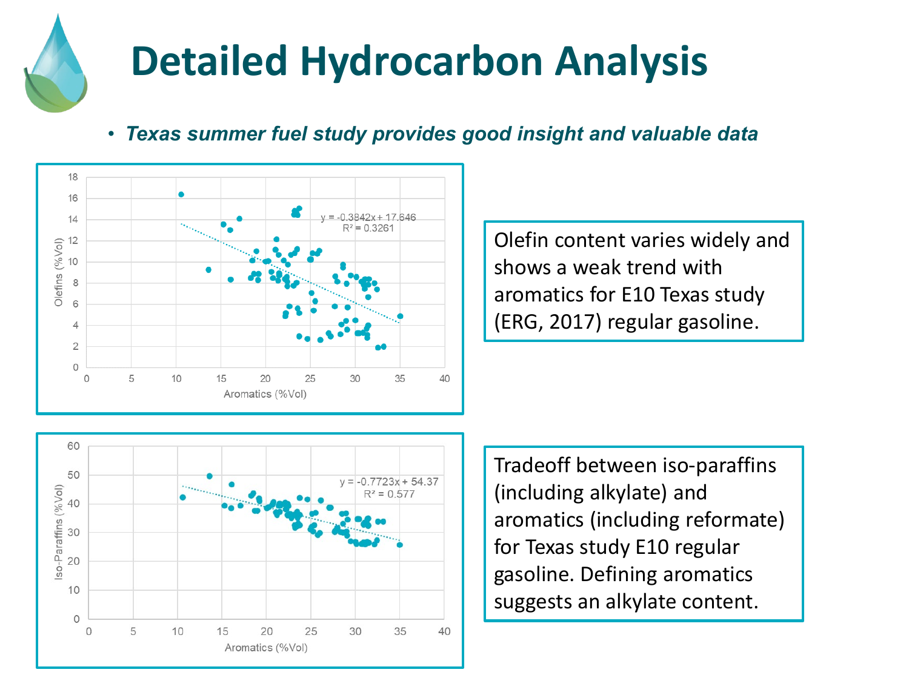# Detailed Hydrocarbon Analysis

- ***Texas summer fuel study provides good insight and valuable data***

Olefin content varies widely and shows a weak trend with aromatics for E10 Texas study (ERG, 2017) regular gasoline.

Tradeoff between iso-paraffins (including alkylate) and aromatics (including reformate) for Texas study E10 regular gasoline. Defining aromatics suggests an alkylate content.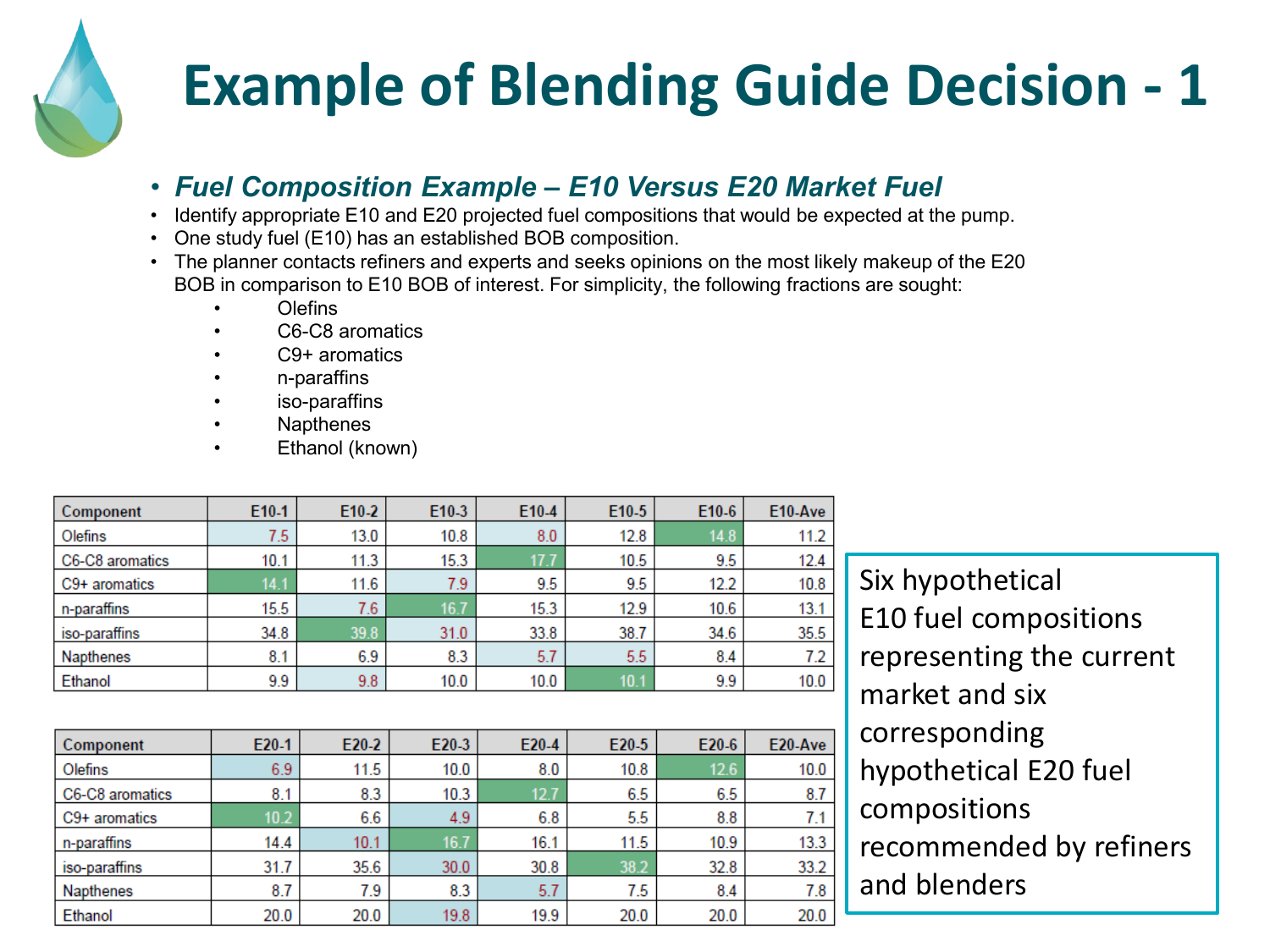# Example of Blending Guide Decision - 1

- ***Fuel Composition Example – E10 Versus E20 Market Fuel***
- Identify appropriate E10 and E20 projected fuel compositions that would be expected at the pump.
- One study fuel (E10) has an established BOB composition.
- The planner contacts refiners and experts and seeks opinions on the most likely makeup of the E20 BOB in comparison to E10 BOB of interest. For simplicity, the following fractions are sought:
  - Olefins
  - C6-C8 aromatics
  - C9+ aromatics
  - n-paraffins
  - iso-paraffins
  - Napthenes
  - Ethanol (known)

| Component | E10-1 | E10-2 | E10-3 | E10-4 | E10-5 | E10-6 | E10-Ave |
|---|---|---|---|---|---|---|---|
| Olefins | 7.5 | 13.0 | 10.8 | 8.0 | 12.8 | 14.8 | 11.2 |
| C6-C8 aromatics | 10.1 | 11.3 | 15.3 | 17.7 | 10.5 | 9.5 | 12.4 |
| C9+ aromatics | 14.1 | 11.6 | 7.9 | 9.5 | 9.5 | 12.2 | 10.8 |
| n-paraffins | 15.5 | 7.6 | 16.7 | 15.3 | 12.9 | 10.6 | 13.1 |
| iso-paraffins | 34.8 | 39.8 | 31.0 | 33.8 | 38.7 | 34.6 | 35.5 |
| Napthenes | 8.1 | 6.9 | 8.3 | 5.7 | 5.5 | 8.4 | 7.2 |
| Ethanol | 9.9 | 9.8 | 10.0 | 10.0 | 10.1 | 9.9 | 10.0 |

| Component | E20-1 | E20-2 | E20-3 | E20-4 | E20-5 | E20-6 | E20-Ave |
|---|---|---|---|---|---|---|---|
| Olefins | 6.9 | 11.5 | 10.0 | 8.0 | 10.8 | 12.6 | 10.0 |
| C6-C8 aromatics | 8.1 | 8.3 | 10.3 | 12.7 | 6.5 | 6.5 | 8.7 |
| C9+ aromatics | 10.2 | 6.6 | 4.9 | 6.8 | 5.5 | 8.8 | 7.1 |
| n-paraffins | 14.4 | 10.1 | 16.7 | 16.1 | 11.5 | 10.9 | 13.3 |
| iso-paraffins | 31.7 | 35.6 | 30.0 | 30.8 | 38.2 | 32.8 | 33.2 |
| Napthenes | 8.7 | 7.9 | 8.3 | 5.7 | 7.5 | 8.4 | 7.8 |
| Ethanol | 20.0 | 20.0 | 19.8 | 19.9 | 20.0 | 20.0 | 20.0 |

Six hypothetical E10 fuel compositions representing the current market and six corresponding hypothetical E20 fuel compositions recommended by refiners and blenders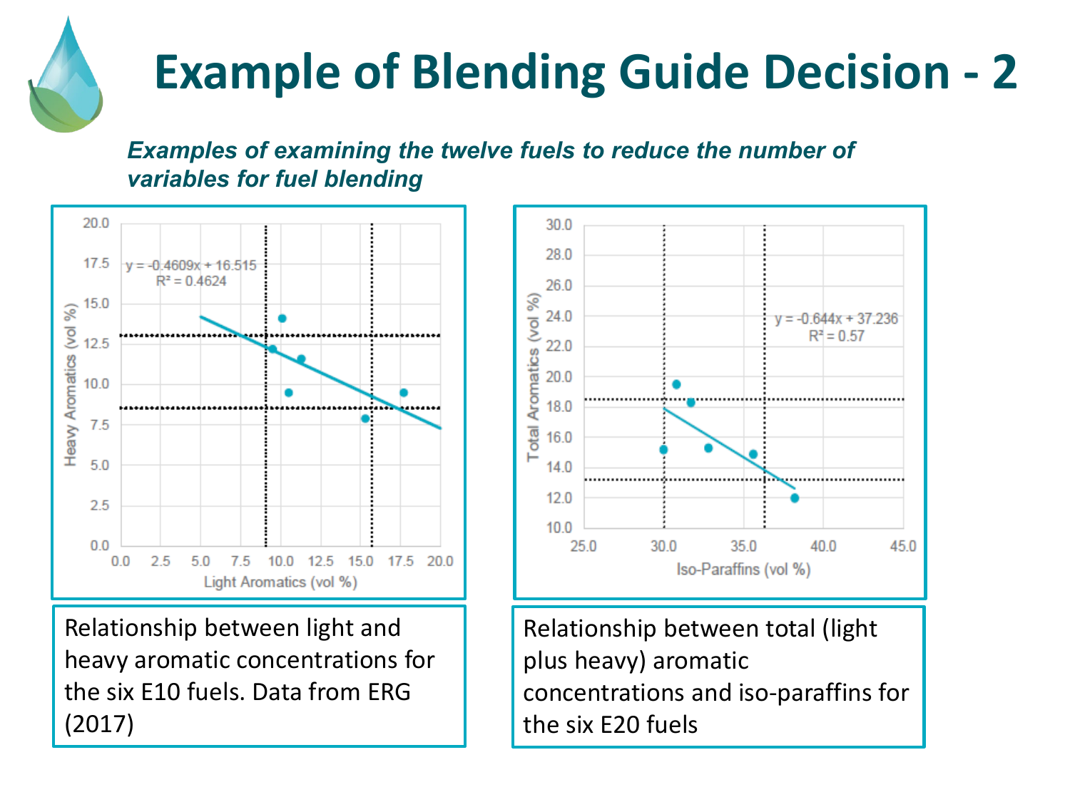# Example of Blending Guide Decision - 2

***Examples of examining the twelve fuels to reduce the number of variables for fuel blending***

Relationship between light and heavy aromatic concentrations for the six E10 fuels. Data from ERG (2017)

Relationship between total (light plus heavy) aromatic concentrations and iso-paraffins for the six E20 fuels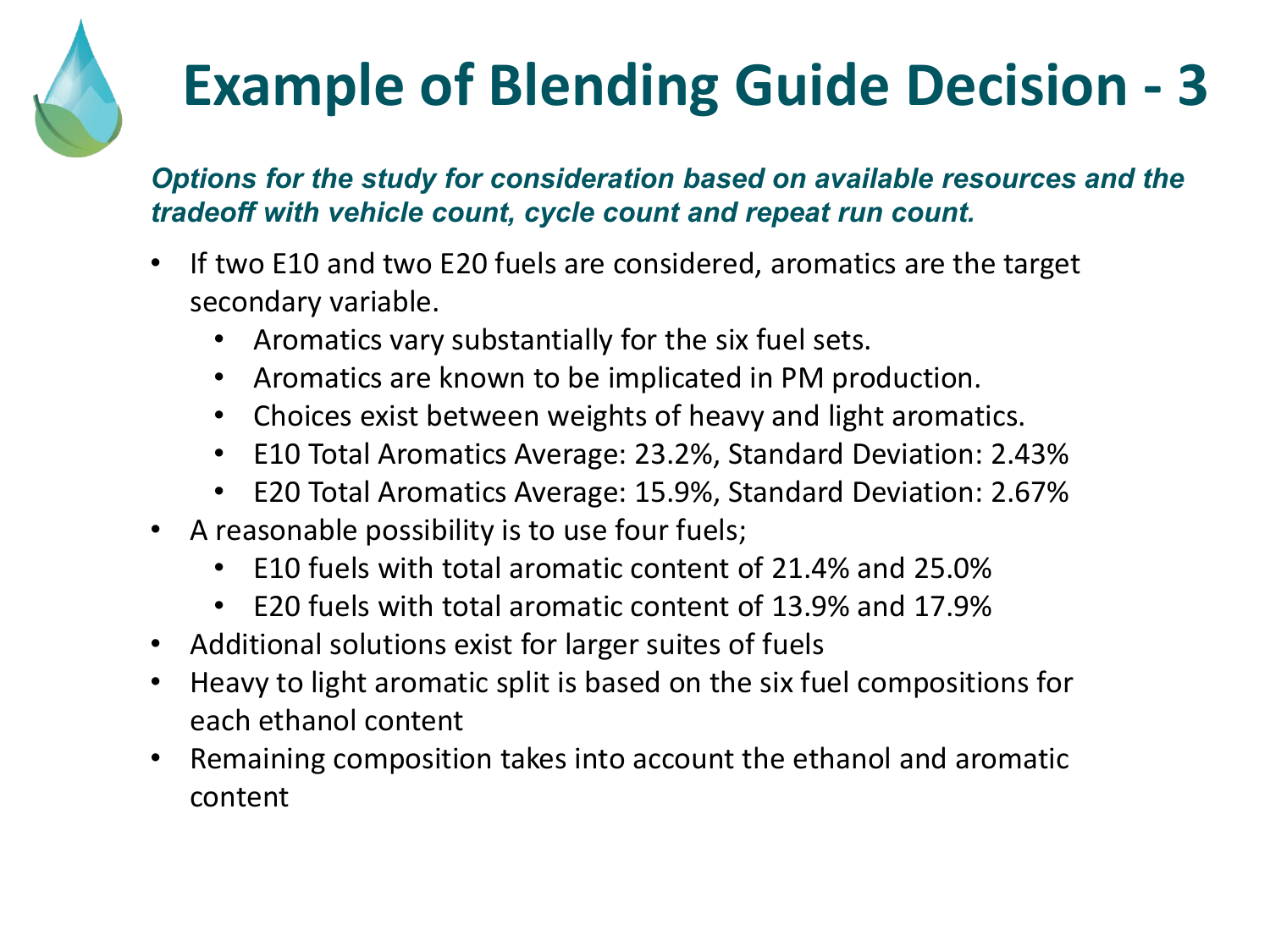# Example of Blending Guide Decision - 3

***Options for the study for consideration based on available resources and the tradeoff with vehicle count, cycle count and repeat run count.***

- If two E10 and two E20 fuels are considered, aromatics are the target secondary variable.
  - Aromatics vary substantially for the six fuel sets.
  - Aromatics are known to be implicated in PM production.
  - Choices exist between weights of heavy and light aromatics.
  - E10 Total Aromatics Average: 23.2%, Standard Deviation: 2.43%
  - E20 Total Aromatics Average: 15.9%, Standard Deviation: 2.67%
- A reasonable possibility is to use four fuels;
  - E10 fuels with total aromatic content of 21.4% and 25.0%
  - E20 fuels with total aromatic content of 13.9% and 17.9%
- Additional solutions exist for larger suites of fuels
- Heavy to light aromatic split is based on the six fuel compositions for each ethanol content
- Remaining composition takes into account the ethanol and aromatic content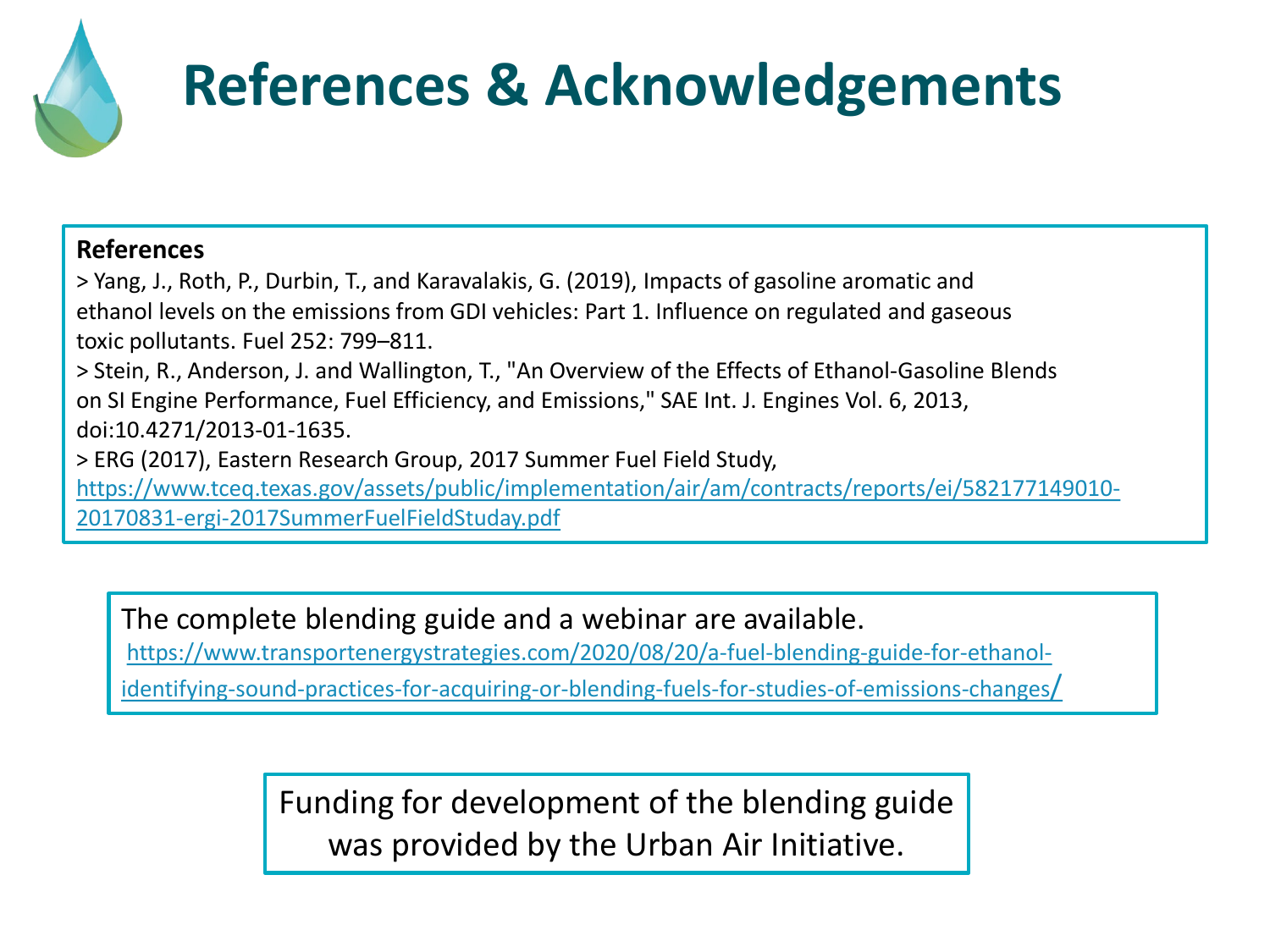# References & Acknowledgements

**References**

> Yang, J., Roth, P., Durbin, T., and Karavalakis, G. (2019), Impacts of gasoline aromatic and ethanol levels on the emissions from GDI vehicles: Part 1. Influence on regulated and gaseous toxic pollutants. Fuel 252: 799–811.

> Stein, R., Anderson, J. and Wallington, T., "An Overview of the Effects of Ethanol-Gasoline Blends on SI Engine Performance, Fuel Efficiency, and Emissions," SAE Int. J. Engines Vol. 6, 2013, doi:10.4271/2013-01-1635.

> ERG (2017), Eastern Research Group, 2017 Summer Fuel Field Study, https://www.tceq.texas.gov/assets/public/implementation/air/am/contracts/reports/ei/582177149010-20170831-ergi-2017SummerFuelFieldStuday.pdf

The complete blending guide and a webinar are available.
https://www.transportenergystrategies.com/2020/08/20/a-fuel-blending-guide-for-ethanol-identifying-sound-practices-for-acquiring-or-blending-fuels-for-studies-of-emissions-changes/

Funding for development of the blending guide was provided by the Urban Air Initiative.